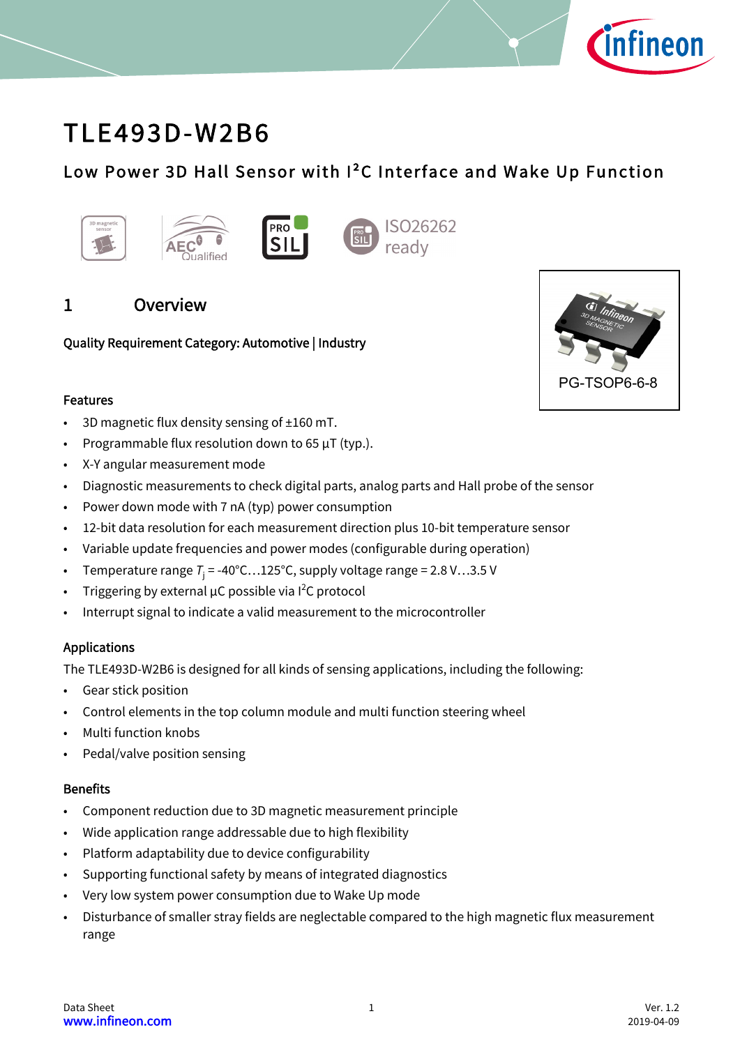# TLE493D-W2B6

## Low Power 3D Hall Sensor with I²C Interface and Wake Up Function

## 1 Overview

**Quality Requirement Category: Automotive | Industry**

PG-TSOP6-6-8

### Features

- 3D magnetic flux density sensing of ±160 mT.
- Programmable flux resolution down to 65 µT (typ.).
- X-Y angular measurement mode
- Diagnostic measurements to check digital parts, analog parts and Hall probe of the sensor
- Power down mode with 7 nA (typ) power consumption
- 12-bit data resolution for each measurement direction plus 10-bit temperature sensor
- Variable update frequencies and power modes (configurable during operation)
- Temperature range $T_j$ = -40°C…125°C, supply voltage range = 2.8 V…3.5 V
- Triggering by external µC possible via I²C protocol
- Interrupt signal to indicate a valid measurement to the microcontroller

### Applications

The TLE493D-W2B6 is designed for all kinds of sensing applications, including the following:

- Gear stick position
- Control elements in the top column module and multi function steering wheel
- Multi function knobs
- Pedal/valve position sensing

### Benefits

- Component reduction due to 3D magnetic measurement principle
- Wide application range addressable due to high flexibility
- Platform adaptability due to device configurability
- Supporting functional safety by means of integrated diagnostics
- Very low system power consumption due to Wake Up mode
- Disturbance of smaller stray fields are neglectable compared to the high magnetic flux measurement range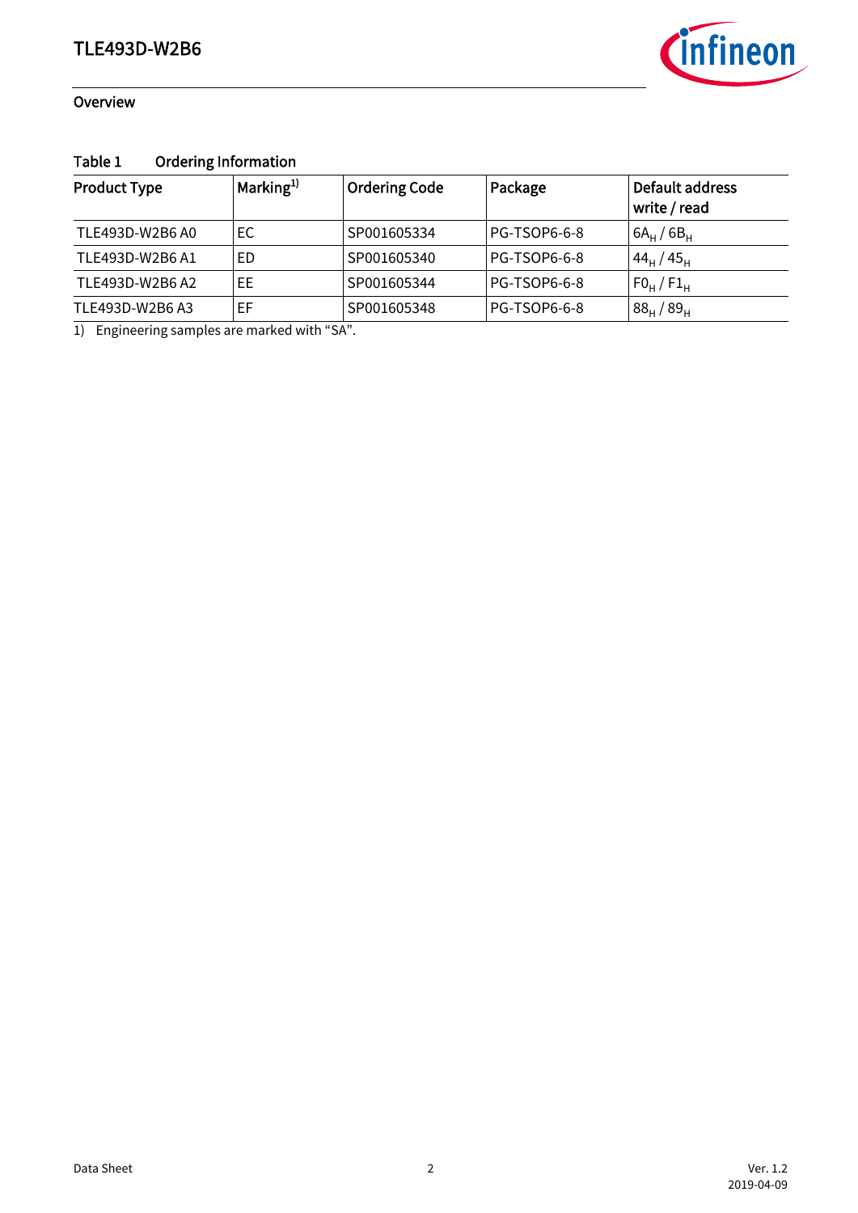Table 1 Ordering Information

| Product Type | Marking[1)] | Ordering Code | Package | Default address write / read |
|---|---|---|---|---|
| TLE493D-W2B6 A0 | EC | SP001605334 | PG-TSOP6-6-8 | $6A_H$ / $6B_H$ |
| TLE493D-W2B6 A1 | ED | SP001605340 | PG-TSOP6-6-8 | $44_H$ / $45_H$ |
| TLE493D-W2B6 A2 | EE | SP001605344 | PG-TSOP6-6-8 | $F0_H$ / $F1_H$ |
| TLE493D-W2B6 A3 | EF | SP001605348 | PG-TSOP6-6-8 | $88_H$ / $89_H$ |

1) Engineering samples are marked with "SA".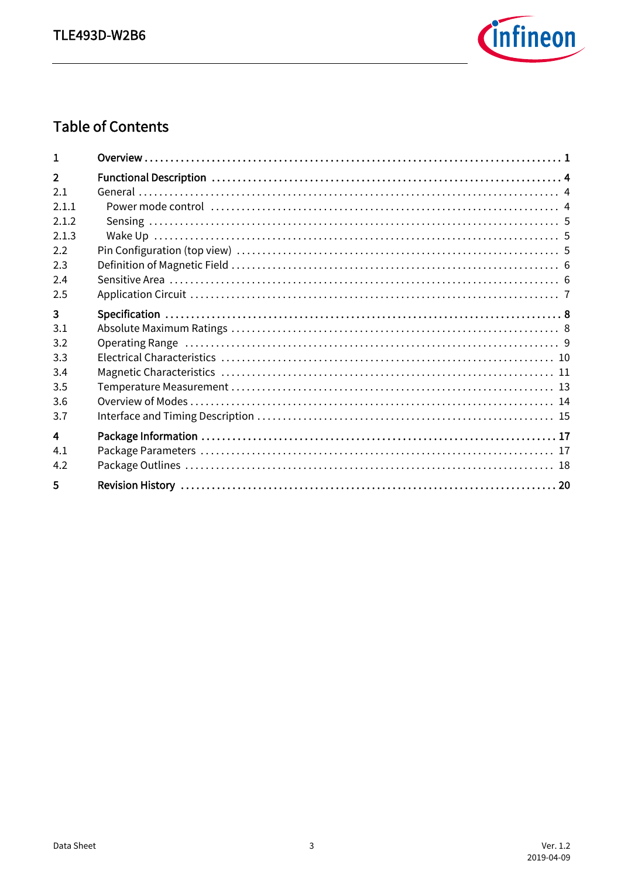## Table of Contents

| | | |
|---|---|---|
| **1** | **Overview** | **1** |
| **2** | **Functional Description** | **4** |
| 2.1 | General | 4 |
| 2.1.1 | Power mode control | 4 |
| 2.1.2 | Sensing | 5 |
| 2.1.3 | Wake Up | 5 |
| 2.2 | Pin Configuration (top view) | 5 |
| 2.3 | Definition of Magnetic Field | 6 |
| 2.4 | Sensitive Area | 6 |
| 2.5 | Application Circuit | 7 |
| **3** | **Specification** | **8** |
| 3.1 | Absolute Maximum Ratings | 8 |
| 3.2 | Operating Range | 9 |
| 3.3 | Electrical Characteristics | 10 |
| 3.4 | Magnetic Characteristics | 11 |
| 3.5 | Temperature Measurement | 13 |
| 3.6 | Overview of Modes | 14 |
| 3.7 | Interface and Timing Description | 15 |
| **4** | **Package Information** | **17** |
| 4.1 | Package Parameters | 17 |
| 4.2 | Package Outlines | 18 |
| **5** | **Revision History** | **20** |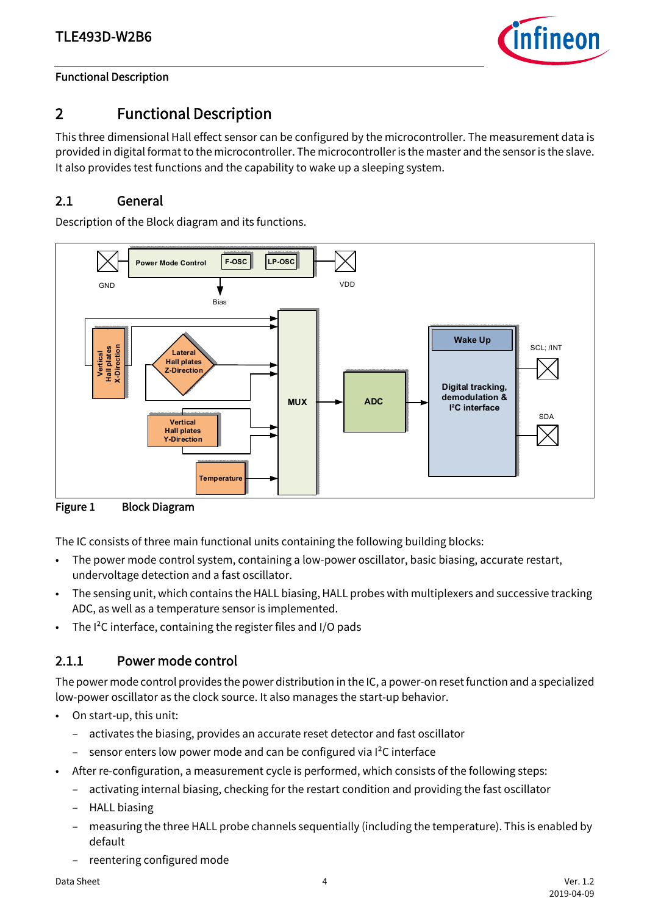# 2 Functional Description

This three dimensional Hall effect sensor can be configured by the microcontroller. The measurement data is provided in digital format to the microcontroller. The microcontroller is the master and the sensor is the slave. It also provides test functions and the capability to wake up a sleeping system.

## 2.1 General

Description of the Block diagram and its functions.

Power Mode Control
F-OSC
LP-OSC
GND
VDD
Bias
Vertical Hall plates X-Direction
Lateral Hall plates Z-Direction
Vertical Hall plates Y-Direction
Temperature
MUX
ADC
Wake Up
Digital tracking, demodulation & I²C interface
SCL; /INT
SDA

Figure 1 Block Diagram

The IC consists of three main functional units containing the following building blocks:

- The power mode control system, containing a low-power oscillator, basic biasing, accurate restart, undervoltage detection and a fast oscillator.
- The sensing unit, which contains the HALL biasing, HALL probes with multiplexers and successive tracking ADC, as well as a temperature sensor is implemented.
- The I²C interface, containing the register files and I/O pads

### 2.1.1 Power mode control

The power mode control provides the power distribution in the IC, a power-on reset function and a specialized low-power oscillator as the clock source. It also manages the start-up behavior.

- On start-up, this unit:
  - activates the biasing, provides an accurate reset detector and fast oscillator
  - sensor enters low power mode and can be configured via I²C interface
- After re-configuration, a measurement cycle is performed, which consists of the following steps:
  - activating internal biasing, checking for the restart condition and providing the fast oscillator
  - HALL biasing
  - measuring the three HALL probe channels sequentially (including the temperature). This is enabled by default
  - reentering configured mode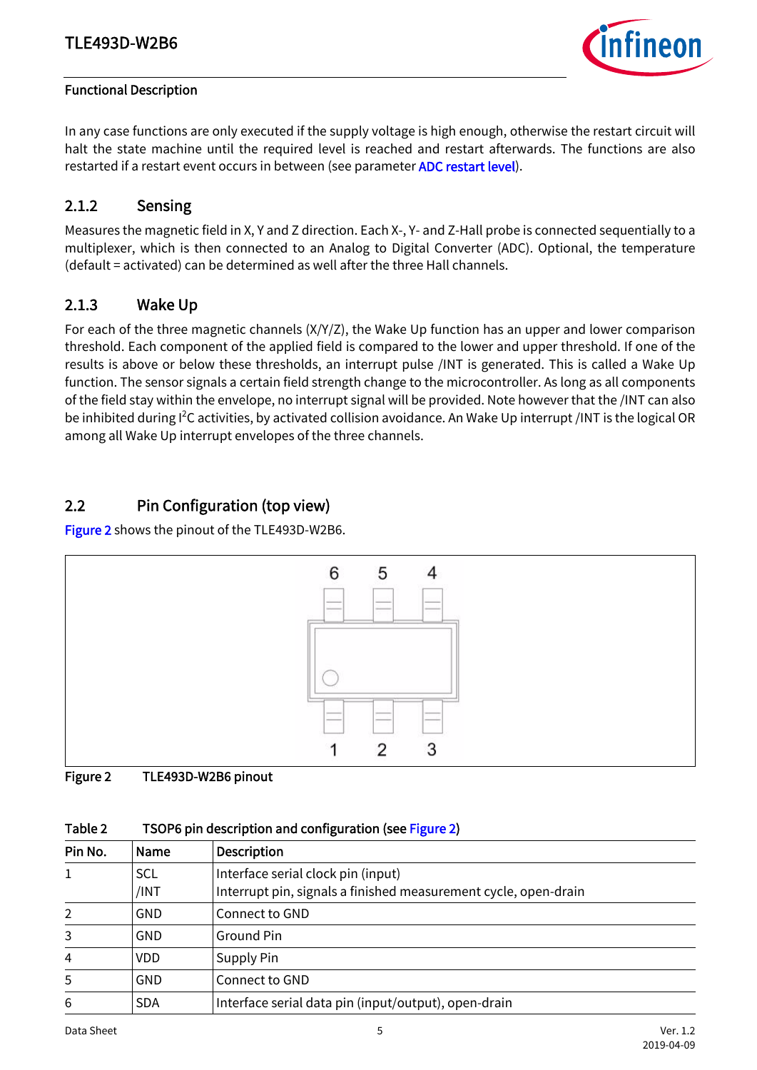In any case functions are only executed if the supply voltage is high enough, otherwise the restart circuit will halt the state machine until the required level is reached and restart afterwards. The functions are also restarted if a restart event occurs in between (see parameter ADC restart level).

### 2.1.2 Sensing

Measures the magnetic field in X, Y and Z direction. Each X-, Y- and Z-Hall probe is connected sequentially to a multiplexer, which is then connected to an Analog to Digital Converter (ADC). Optional, the temperature (default = activated) can be determined as well after the three Hall channels.

### 2.1.3 Wake Up

For each of the three magnetic channels (X/Y/Z), the Wake Up function has an upper and lower comparison threshold. Each component of the applied field is compared to the lower and upper threshold. If one of the results is above or below these thresholds, an interrupt pulse /INT is generated. This is called a Wake Up function. The sensor signals a certain field strength change to the microcontroller. As long as all components of the field stay within the envelope, no interrupt signal will be provided. Note however that the /INT can also be inhibited during I²C activities, by activated collision avoidance. An Wake Up interrupt /INT is the logical OR among all Wake Up interrupt envelopes of the three channels.

## 2.2 Pin Configuration (top view)

Figure 2 shows the pinout of the TLE493D-W2B6.

6 5 4

1 2 3

**Figure 2 TLE493D-W2B6 pinout**

**Table 2 TSOP6 pin description and configuration (see Figure 2)**

| Pin No. | Name | Description |
|---|---|---|
| 1 | SCL<br>/INT | Interface serial clock pin (input)<br>Interrupt pin, signals a finished measurement cycle, open-drain |
| 2 | GND | Connect to GND |
| 3 | GND | Ground Pin |
| 4 | VDD | Supply Pin |
| 5 | GND | Connect to GND |
| 6 | SDA | Interface serial data pin (input/output), open-drain |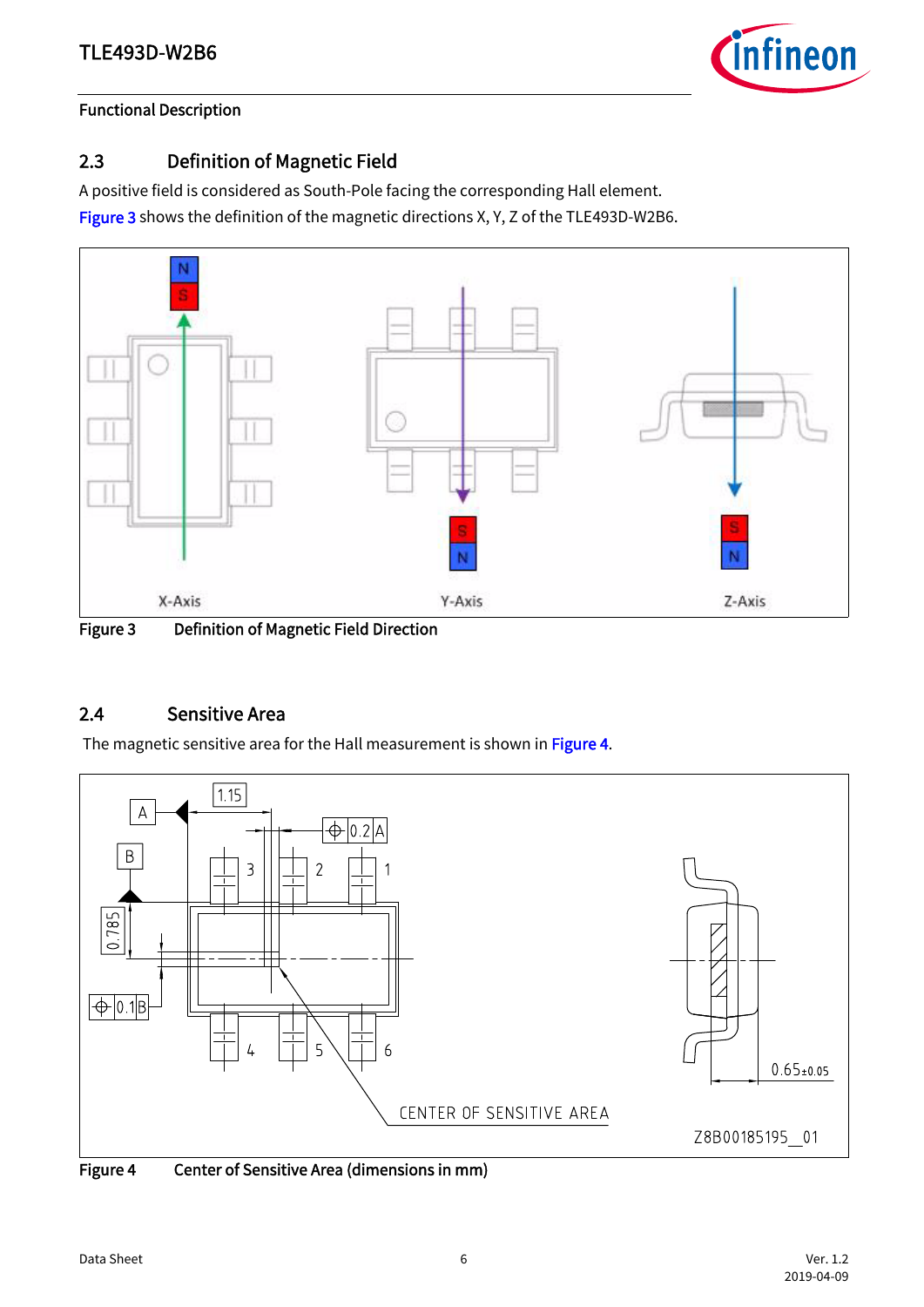## 2.3 Definition of Magnetic Field

A positive field is considered as South-Pole facing the corresponding Hall element.

Figure 3 shows the definition of the magnetic directions X, Y, Z of the TLE493D-W2B6.

X-Axis

Y-Axis

Z-Axis

**Figure 3 Definition of Magnetic Field Direction**

## 2.4 Sensitive Area

The magnetic sensitive area for the Hall measurement is shown in Figure 4.

A

B

1.15

0.2 A

0.785

0.1 B

3 2 1

4 5 6

CENTER OF SENSITIVE AREA

0.65±0.05

Z8B00185195_01

**Figure 4 Center of Sensitive Area (dimensions in mm)**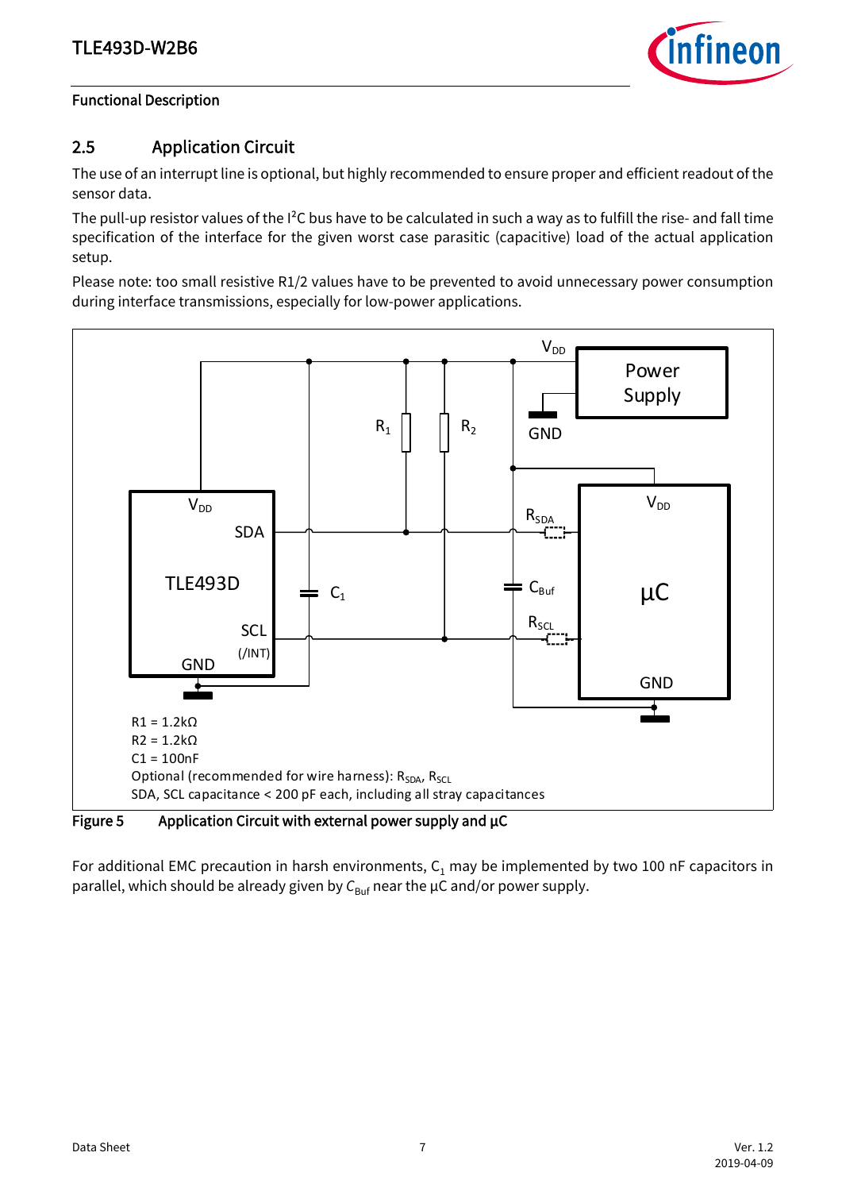## 2.5 Application Circuit

The use of an interrupt line is optional, but highly recommended to ensure proper and efficient readout of the sensor data.

The pull-up resistor values of the I²C bus have to be calculated in such a way as to fulfill the rise- and fall time specification of the interface for the given worst case parasitic (capacitive) load of the actual application setup.

Please note: too small resistive R1/2 values have to be prevented to avoid unnecessary power consumption during interface transmissions, especially for low-power applications.

$V_{DD}$

Power Supply

GND

$R_1$

$R_2$

$V_{DD}$

SDA

TLE493D

SCL

(/INT)

GND

$C_1$

$R_{SDA}$

$C_{Buf}$

$R_{SCL}$

$V_{DD}$

µC

GND

R1 = 1.2kΩ

R2 = 1.2kΩ

C1 = 100nF

Optional (recommended for wire harness): $R_{SDA}$, $R_{SCL}$

SDA, SCL capacitance < 200 pF each, including all stray capacitances

**Figure 5** Application Circuit with external power supply and µC

For additional EMC precaution in harsh environments, $C_1$ may be implemented by two 100 nF capacitors in parallel, which should be already given by $C_{Buf}$ near the µC and/or power supply.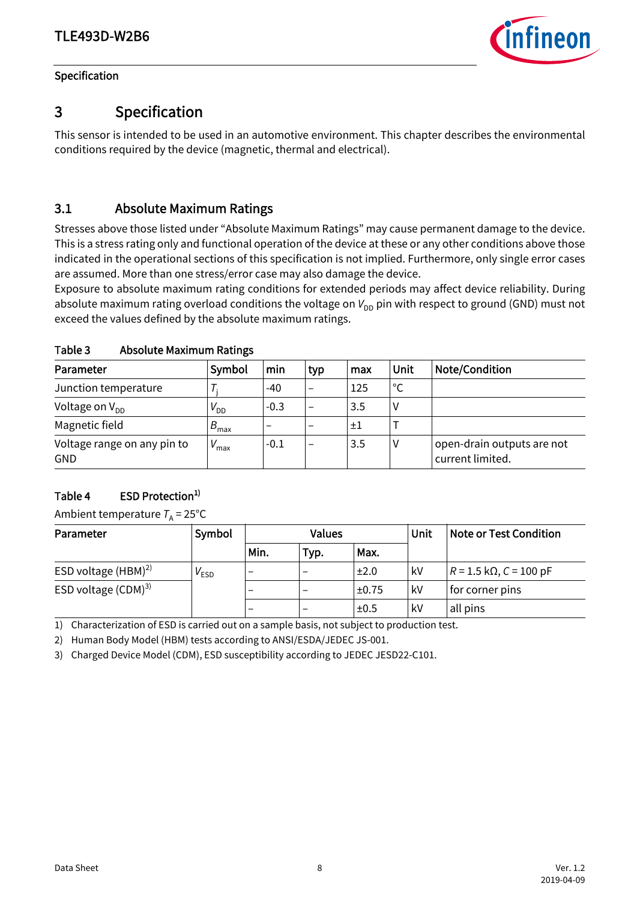# 3 Specification

This sensor is intended to be used in an automotive environment. This chapter describes the environmental conditions required by the device (magnetic, thermal and electrical).

## 3.1 Absolute Maximum Ratings

Stresses above those listed under "Absolute Maximum Ratings" may cause permanent damage to the device. This is a stress rating only and functional operation of the device at these or any other conditions above those indicated in the operational sections of this specification is not implied. Furthermore, only single error cases are assumed. More than one stress/error case may also damage the device.

Exposure to absolute maximum rating conditions for extended periods may affect device reliability. During absolute maximum rating overload conditions the voltage on $V_{DD}$ pin with respect to ground (GND) must not exceed the values defined by the absolute maximum ratings.

**Table 3 Absolute Maximum Ratings**

| Parameter | Symbol | min | typ | max | Unit | Note/Condition |
|---|---|---|---|---|---|---|
| Junction temperature | $T_j$ | -40 | – | 125 | °C | |
| Voltage on $V_{DD}$ | $V_{DD}$ | -0.3 | – | 3.5 | V | |
| Magnetic field | $B_{max}$ | – | – | ±1 | T | |
| Voltage range on any pin to GND | $V_{max}$ | -0.1 | – | 3.5 | V | open-drain outputs are not current limited. |

**Table 4 ESD Protection[1)]**

Ambient temperature $T_A$ = 25°C

| Parameter | Symbol | Values | | | Unit | Note or Test Condition |
|---|---|---|---|---|---|---|
| | | Min. | Typ. | Max. | | |
| ESD voltage (HBM)[2)] | $V_{ESD}$ | – | – | ±2.0 | kV | $R$ = 1.5 kΩ, $C$ = 100 pF |
| ESD voltage (CDM)[3)] | | – | – | ±0.75 | kV | for corner pins |
| | | – | – | ±0.5 | kV | all pins |

1) Characterization of ESD is carried out on a sample basis, not subject to production test.

2) Human Body Model (HBM) tests according to ANSI/ESDA/JEDEC JS-001.

3) Charged Device Model (CDM), ESD susceptibility according to JEDEC JESD22-C101.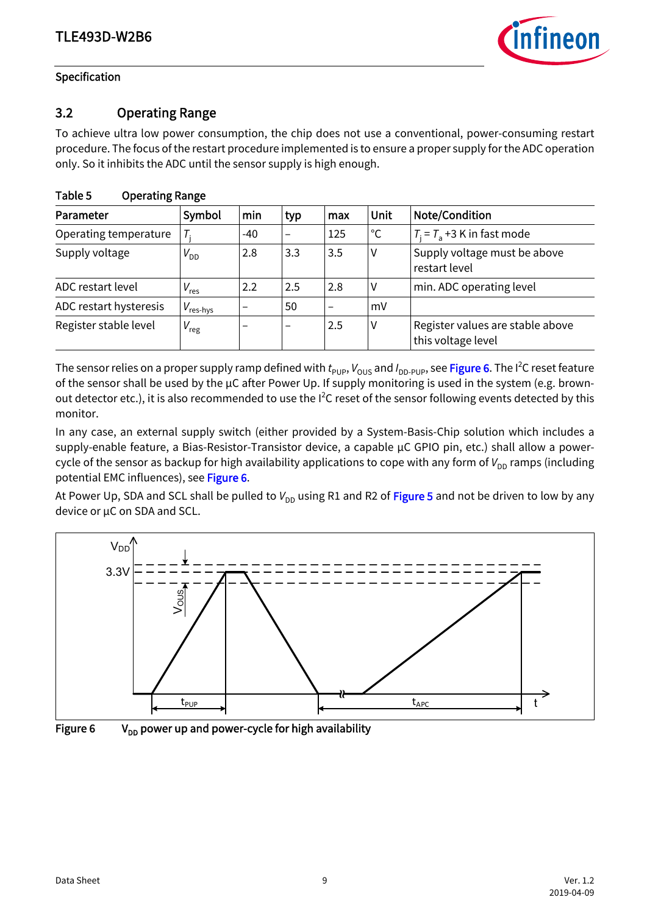## 3.2 Operating Range

To achieve ultra low power consumption, the chip does not use a conventional, power-consuming restart procedure. The focus of the restart procedure implemented is to ensure a proper supply for the ADC operation only. So it inhibits the ADC until the sensor supply is high enough.

**Table 5 Operating Range**

| Parameter | Symbol | min | typ | max | Unit | Note/Condition |
|---|---|---|---|---|---|---|
| Operating temperature | $T_j$ | -40 | – | 125 | °C | $T_j = T_a$ +3 K in fast mode |
| Supply voltage | $V_{DD}$ | 2.8 | 3.3 | 3.5 | V | Supply voltage must be above restart level |
| ADC restart level | $V_{res}$ | 2.2 | 2.5 | 2.8 | V | min. ADC operating level |
| ADC restart hysteresis | $V_{res\text{-}hys}$ | – | 50 | – | mV | |
| Register stable level | $V_{reg}$ | – | – | 2.5 | V | Register values are stable above this voltage level |

The sensor relies on a proper supply ramp defined with $t_{PUP}$, $V_{OUS}$ and $I_{DD\text{-}PUP}$, see Figure 6. The I²C reset feature of the sensor shall be used by the µC after Power Up. If supply monitoring is used in the system (e.g. brown-out detector etc.), it is also recommended to use the I²C reset of the sensor following events detected by this monitor.

In any case, an external supply switch (either provided by a System-Basis-Chip solution which includes a supply-enable feature, a Bias-Resistor-Transistor device, a capable µC GPIO pin, etc.) shall allow a power-cycle of the sensor as backup for high availability applications to cope with any form of $V_{DD}$ ramps (including potential EMC influences), see Figure 6.

At Power Up, SDA and SCL shall be pulled to $V_{DD}$ using R1 and R2 of Figure 5 and not be driven to low by any device or µC on SDA and SCL.

V_DD
3.3V
V_OUS
t_PUP
t_APC
t

Figure 6 $V_{DD}$ power up and power-cycle for high availability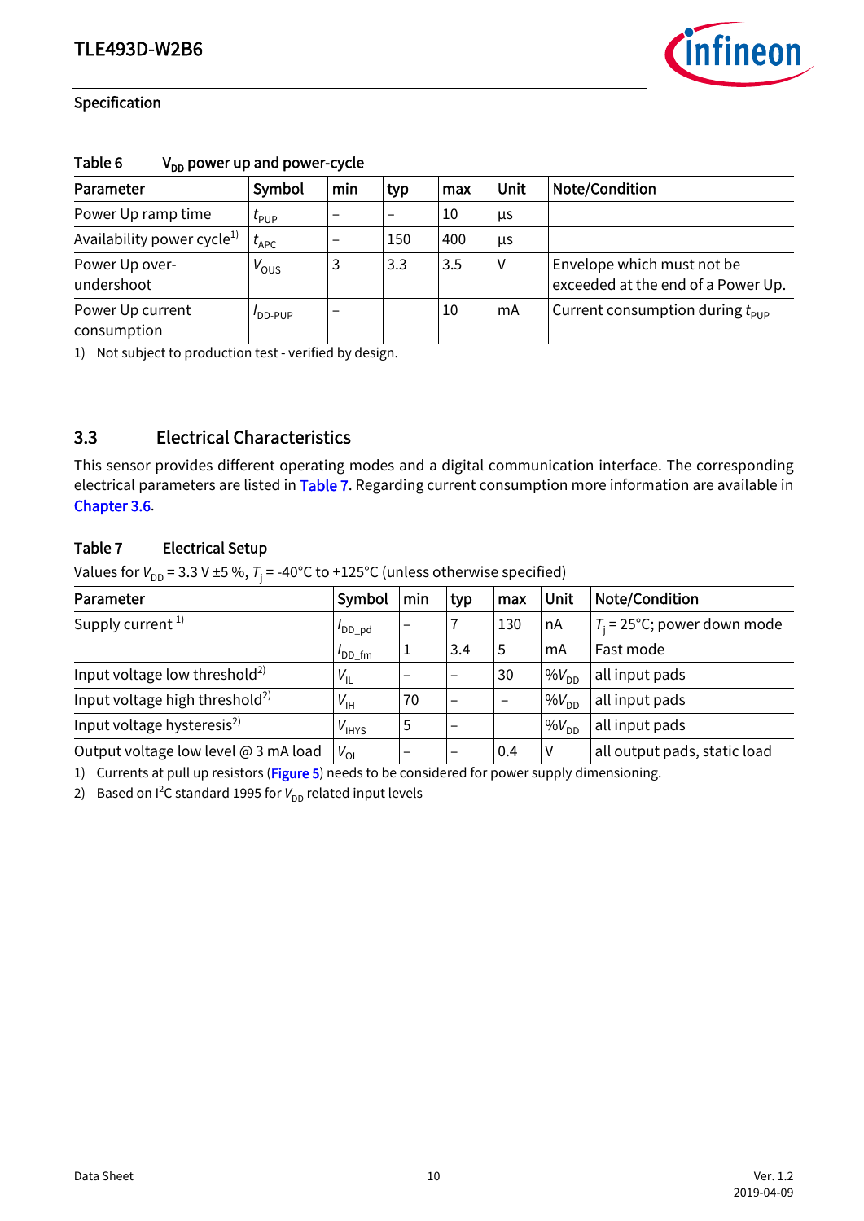Specification

Table 6 $V_{DD}$ power up and power-cycle

| Parameter | Symbol | min | typ | max | Unit | Note/Condition |
|---|---|---|---|---|---|---|
| Power Up ramp time | $t_{PUP}$ | – | – | 10 | µs | |
| Availability power cycle[1] | $t_{APC}$ | – | 150 | 400 | µs | |
| Power Up over-undershoot | $V_{OUS}$ | 3 | 3.3 | 3.5 | V | Envelope which must not be exceeded at the end of a Power Up. |
| Power Up current consumption | $I_{DD\text{-}PUP}$ | – | | 10 | mA | Current consumption during $t_{PUP}$ |

1) Not subject to production test - verified by design.

## 3.3 Electrical Characteristics

This sensor provides different operating modes and a digital communication interface. The corresponding electrical parameters are listed in Table 7. Regarding current consumption more information are available in Chapter 3.6.

Table 7 Electrical Setup

Values for $V_{DD}$ = 3.3 V ±5 %, $T_j$ = -40°C to +125°C (unless otherwise specified)

| Parameter | Symbol | min | typ | max | Unit | Note/Condition |
|---|---|---|---|---|---|---|
| Supply current [1] | $I_{DD\_pd}$ | – | 7 | 130 | nA | $T_j$ = 25°C; power down mode |
| | $I_{DD\_fm}$ | 1 | 3.4 | 5 | mA | Fast mode |
| Input voltage low threshold[2] | $V_{IL}$ | – | – | 30 | $\%V_{DD}$ | all input pads |
| Input voltage high threshold[2] | $V_{IH}$ | 70 | – | – | $\%V_{DD}$ | all input pads |
| Input voltage hysteresis[2] | $V_{IHYS}$ | 5 | – | | $\%V_{DD}$ | all input pads |
| Output voltage low level @ 3 mA load | $V_{OL}$ | – | – | 0.4 | V | all output pads, static load |

1) Currents at pull up resistors (Figure 5) needs to be considered for power supply dimensioning.

2) Based on $I^2C$ standard 1995 for $V_{DD}$ related input levels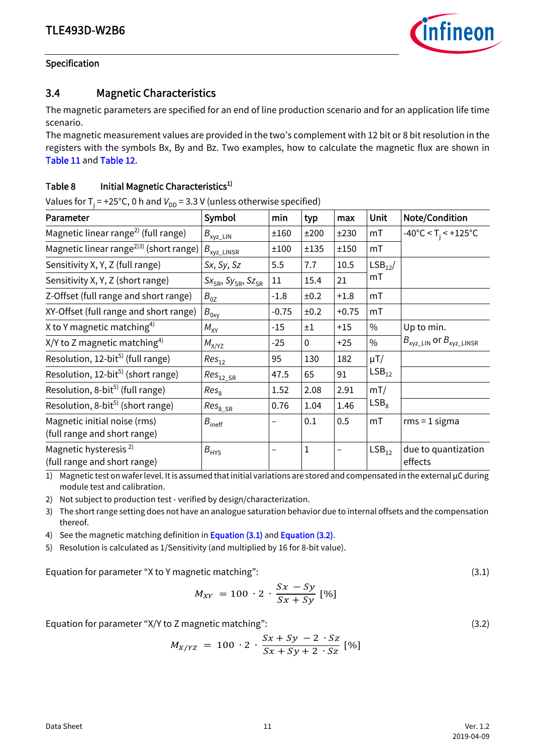## 3.4 Magnetic Characteristics

The magnetic parameters are specified for an end of line production scenario and for an application life time scenario.

The magnetic measurement values are provided in the two's complement with 12 bit or 8 bit resolution in the registers with the symbols Bx, By and Bz. Two examples, how to calculate the magnetic flux are shown in Table 11 and Table 12.

**Table 8 Initial Magnetic Characteristics**[1)]

Values for $T_j$ = +25°C, 0 h and $V_{DD}$ = 3.3 V (unless otherwise specified)

| Parameter | Symbol | min | typ | max | Unit | Note/Condition |
|---|---|---|---|---|---|---|
| Magnetic linear range[2)] (full range) | $B_{xyz\_LIN}$ | ±160 | ±200 | ±230 | mT | -40°C < $T_j$ < +125°C |
| Magnetic linear range[2)3)] (short range) | $B_{xyz\_LINSR}$ | ±100 | ±135 | ±150 | mT | |
| Sensitivity X, Y, Z (full range) | $Sx$, $Sy$, $Sz$ | 5.5 | 7.7 | 10.5 | $LSB_{12}$/ mT | |
| Sensitivity X, Y, Z (short range) | $Sx_{SR}$, $Sy_{SR}$, $Sz_{SR}$ | 11 | 15.4 | 21 | | |
| Z-Offset (full range and short range) | $B_{0Z}$ | -1.8 | ±0.2 | +1.8 | mT | |
| XY-Offset (full range and short range) | $B_{0xy}$ | -0.75 | ±0.2 | +0.75 | mT | |
| X to Y magnetic matching[4)] | $M_{XY}$ | -15 | ±1 | +15 | % | Up to min. $B_{xyz\_LIN}$ or $B_{xyz\_LINSR}$ |
| X/Y to Z magnetic matching[4)] | $M_{X/YZ}$ | -25 | 0 | +25 | % | |
| Resolution, 12-bit[5)] (full range) | $Res_{12}$ | 95 | 130 | 182 | µT/ $LSB_{12}$ | |
| Resolution, 12-bit[5)] (short range) | $Res_{12\_SR}$ | 47.5 | 65 | 91 | | |
| Resolution, 8-bit[5)] (full range) | $Res_8$ | 1.52 | 2.08 | 2.91 | mT/ $LSB_8$ | |
| Resolution, 8-bit[5)] (short range) | $Res_{8\_SR}$ | 0.76 | 1.04 | 1.46 | | |
| Magnetic initial noise (rms) (full range and short range) | $B_{ineff}$ | – | 0.1 | 0.5 | mT | rms = 1 sigma |
| Magnetic hysteresis[2)] (full range and short range) | $B_{HYS}$ | – | 1 | – | $LSB_{12}$ | due to quantization effects |

1) Magnetic test on wafer level. It is assumed that initial variations are stored and compensated in the external µC during module test and calibration.
2) Not subject to production test - verified by design/characterization.
3) The short range setting does not have an analogue saturation behavior due to internal offsets and the compensation thereof.
4) See the magnetic matching definition in Equation (3.1) and Equation (3.2).
5) Resolution is calculated as 1/Sensitivity (and multiplied by 16 for 8-bit value).

Equation for parameter "X to Y magnetic matching": (3.1)

$$M_{XY} = 100 \cdot 2 \cdot \frac{Sx - Sy}{Sx + Sy} \, [\%]$$

Equation for parameter "X/Y to Z magnetic matching": (3.2)

$$M_{X/YZ} = 100 \cdot 2 \cdot \frac{Sx + Sy - 2 \cdot Sz}{Sx + Sy + 2 \cdot Sz} \, [\%]$$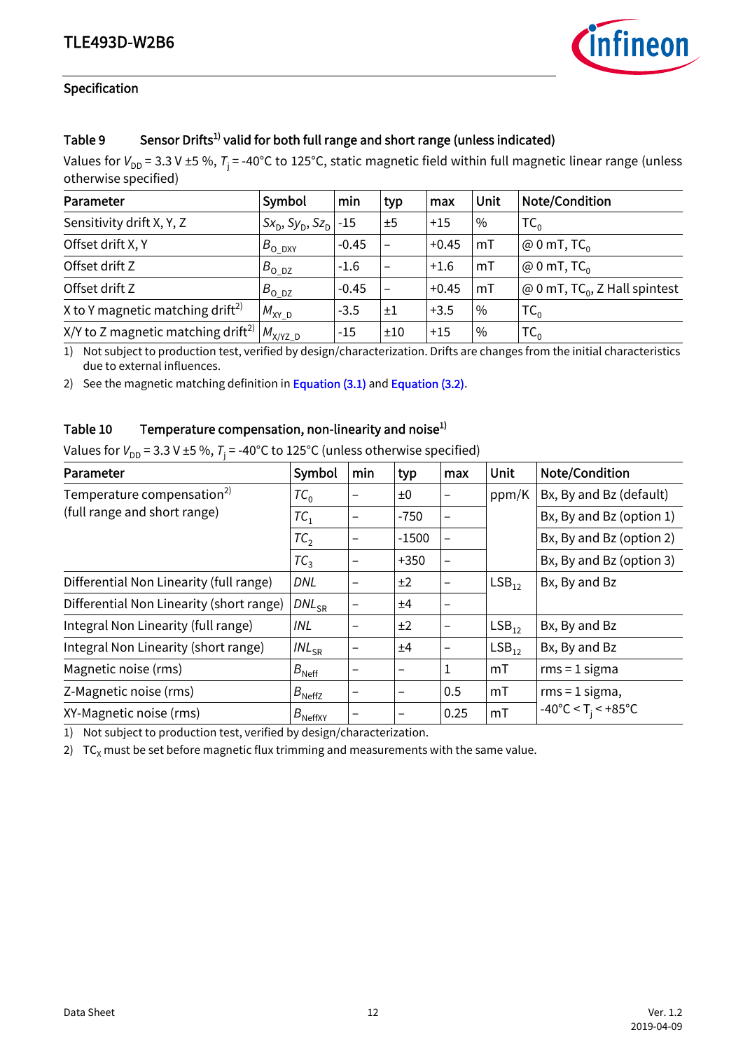Specification

### Table 9 Sensor Drifts[1] valid for both full range and short range (unless indicated)

Values for $V_{DD}$ = 3.3 V ±5 %, $T_j$ = -40°C to 125°C, static magnetic field within full magnetic linear range (unless otherwise specified)

| Parameter | Symbol | min | typ | max | Unit | Note/Condition |
|---|---|---|---|---|---|---|
| Sensitivity drift X, Y, Z | $Sx_D$, $Sy_D$, $Sz_D$ | -15 | ±5 | +15 | % | $TC_0$ |
| Offset drift X, Y | $B_{O\_DXY}$ | -0.45 | – | +0.45 | mT | @ 0 mT, $TC_0$ |
| Offset drift Z | $B_{O\_DZ}$ | -1.6 | – | +1.6 | mT | @ 0 mT, $TC_0$ |
| Offset drift Z | $B_{O\_DZ}$ | -0.45 | – | +0.45 | mT | @ 0 mT, $TC_0$, Z Hall spintest |
| X to Y magnetic matching drift[2] | $M_{XY\_D}$ | -3.5 | ±1 | +3.5 | % | $TC_0$ |
| X/Y to Z magnetic matching drift[2] | $M_{X/YZ\_D}$ | -15 | ±10 | +15 | % | $TC_0$ |

1) Not subject to production test, verified by design/characterization. Drifts are changes from the initial characteristics due to external influences.

2) See the magnetic matching definition in Equation (3.1) and Equation (3.2).

### Table 10 Temperature compensation, non-linearity and noise[1]

Values for $V_{DD}$ = 3.3 V ±5 %, $T_j$ = -40°C to 125°C (unless otherwise specified)

| Parameter | Symbol | min | typ | max | Unit | Note/Condition |
|---|---|---|---|---|---|---|
| Temperature compensation[2] (full range and short range) | $TC_0$ | – | ±0 | – | ppm/K | Bx, By and Bz (default) |
| | $TC_1$ | – | -750 | – | | Bx, By and Bz (option 1) |
| | $TC_2$ | – | -1500 | – | | Bx, By and Bz (option 2) |
| | $TC_3$ | – | +350 | – | | Bx, By and Bz (option 3) |
| Differential Non Linearity (full range) | $DNL$ | – | ±2 | – | $LSB_{12}$ | Bx, By and Bz |
| Differential Non Linearity (short range) | $DNL_{SR}$ | – | ±4 | – | | |
| Integral Non Linearity (full range) | $INL$ | – | ±2 | – | $LSB_{12}$ | Bx, By and Bz |
| Integral Non Linearity (short range) | $INL_{SR}$ | – | ±4 | – | $LSB_{12}$ | Bx, By and Bz |
| Magnetic noise (rms) | $B_{Neff}$ | – | – | 1 | mT | rms = 1 sigma |
| Z-Magnetic noise (rms) | $B_{NeffZ}$ | – | – | 0.5 | mT | rms = 1 sigma, -40°C < $T_j$ < +85°C |
| XY-Magnetic noise (rms) | $B_{NeffXY}$ | – | – | 0.25 | mT | |

1) Not subject to production test, verified by design/characterization.

2) $TC_X$ must be set before magnetic flux trimming and measurements with the same value.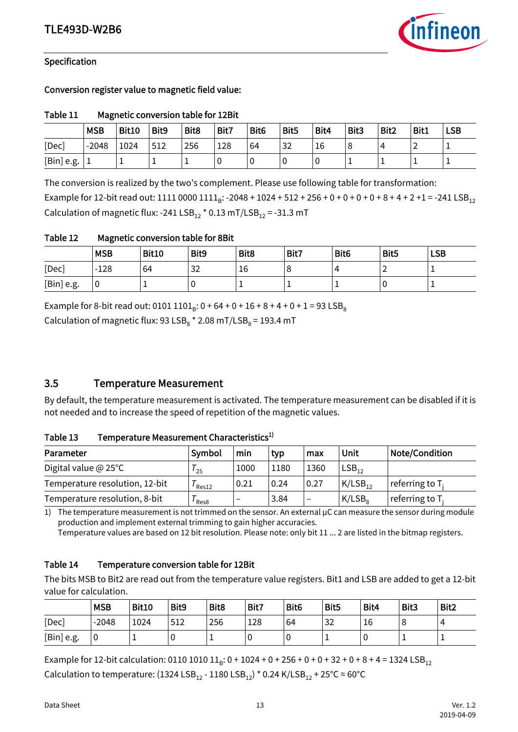Specification

Conversion register value to magnetic field value:

Table 11 Magnetic conversion table for 12Bit

| | MSB | Bit10 | Bit9 | Bit8 | Bit7 | Bit6 | Bit5 | Bit4 | Bit3 | Bit2 | Bit1 | LSB |
|---|---|---|---|---|---|---|---|---|---|---|---|---|
| [Dec] | -2048 | 1024 | 512 | 256 | 128 | 64 | 32 | 16 | 8 | 4 | 2 | 1 |
| [Bin] e.g. | 1 | 1 | 1 | 1 | 0 | 0 | 0 | 0 | 1 | 1 | 1 | 1 |

The conversion is realized by the two's complement. Please use following table for transformation:

Example for 12-bit read out: 1111 0000 $1111_B$: -2048 + 1024 + 512 + 256 + 0 + 0 + 0 + 0 + 8 + 4 + 2 +1 = -241 $LSB_{12}$

Calculation of magnetic flux: -241 $LSB_{12}$ * 0.13 mT/$LSB_{12}$ = -31.3 mT

Table 12 Magnetic conversion table for 8Bit

| | MSB | Bit10 | Bit9 | Bit8 | Bit7 | Bit6 | Bit5 | LSB |
|---|---|---|---|---|---|---|---|---|
| [Dec] | -128 | 64 | 32 | 16 | 8 | 4 | 2 | 1 |
| [Bin] e.g. | 0 | 1 | 0 | 1 | 1 | 1 | 0 | 1 |

Example for 8-bit read out: 0101 $1101_B$: 0 + 64 + 0 + 16 + 8 + 4 + 0 + 1 = 93 $LSB_8$

Calculation of magnetic flux: 93 $LSB_8$ * 2.08 mT/$LSB_8$ = 193.4 mT

## 3.5 Temperature Measurement

By default, the temperature measurement is activated. The temperature measurement can be disabled if it is not needed and to increase the speed of repetition of the magnetic values.

Table 13 Temperature Measurement Characteristics[1)]

| Parameter | Symbol | min | typ | max | Unit | Note/Condition |
|---|---|---|---|---|---|---|
| Digital value @ 25°C | $T_{25}$ | 1000 | 1180 | 1360 | $LSB_{12}$ | |
| Temperature resolution, 12-bit | $T_{Res12}$ | 0.21 | 0.24 | 0.27 | K/$LSB_{12}$ | referring to $T_j$ |
| Temperature resolution, 8-bit | $T_{Res8}$ | – | 3.84 | – | K/$LSB_8$ | referring to $T_j$ |

1) The temperature measurement is not trimmed on the sensor. An external µC can measure the sensor during module production and implement external trimming to gain higher accuracies.
Temperature values are based on 12 bit resolution. Please note: only bit 11 ... 2 are listed in the bitmap registers.

Table 14 Temperature conversion table for 12Bit

The bits MSB to Bit2 are read out from the temperature value registers. Bit1 and LSB are added to get a 12-bit value for calculation.

| | MSB | Bit10 | Bit9 | Bit8 | Bit7 | Bit6 | Bit5 | Bit4 | Bit3 | Bit2 |
|---|---|---|---|---|---|---|---|---|---|---|
| [Dec] | -2048 | 1024 | 512 | 256 | 128 | 64 | 32 | 16 | 8 | 4 |
| [Bin] e.g. | 0 | 1 | 0 | 1 | 0 | 0 | 1 | 0 | 1 | 1 |

Example for 12-bit calculation: 0110 1010 $11_B$: 0 + 1024 + 0 + 256 + 0 + 0 + 32 + 0 + 8 + 4 = 1324 $LSB_{12}$

Calculation to temperature: (1324 $LSB_{12}$ - 1180 $LSB_{12}$) * 0.24 K/$LSB_{12}$ + 25°C ≈ 60°C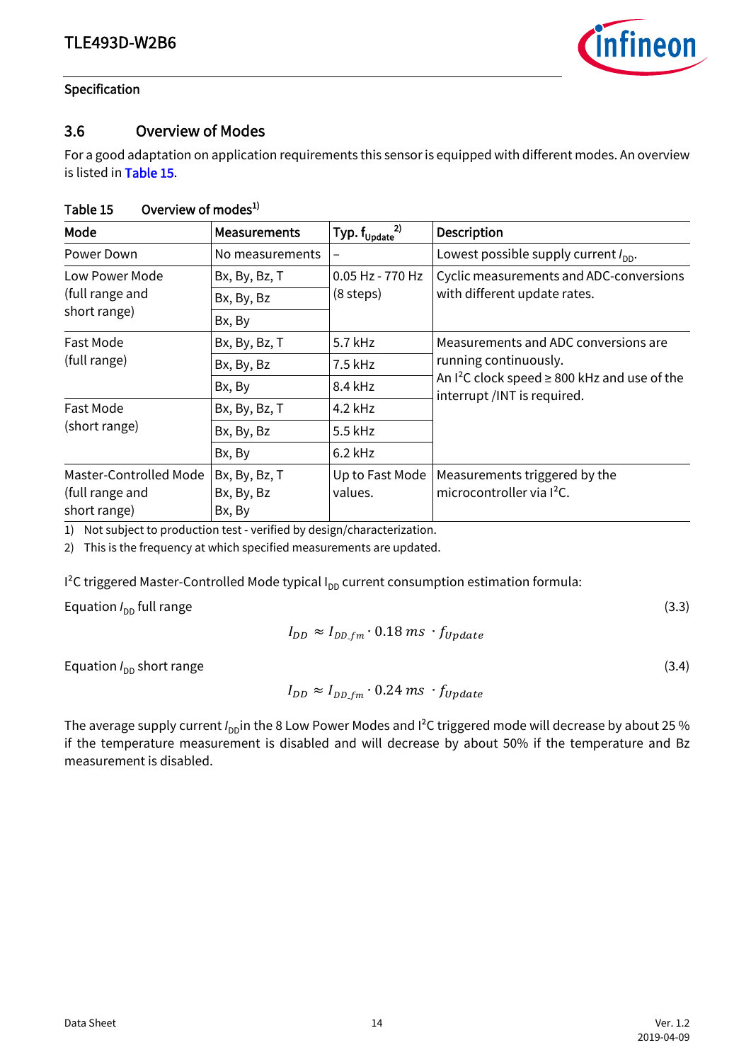Specification

## 3.6 Overview of Modes

For a good adaptation on application requirements this sensor is equipped with different modes. An overview is listed in Table 15.

Table 15 Overview of modes[1)]

| Mode | Measurements | Typ. $f_{Update}$[2)] | Description |
|---|---|---|---|
| Power Down | No measurements | – | Lowest possible supply current $I_{DD}$. |
| Low Power Mode (full range and short range) | Bx, By, Bz, T | 0.05 Hz - 770 Hz (8 steps) | Cyclic measurements and ADC-conversions with different update rates. |
| | Bx, By, Bz | | |
| | Bx, By | | |
| Fast Mode (full range) | Bx, By, Bz, T | 5.7 kHz | Measurements and ADC conversions are running continuously. An I²C clock speed ≥ 800 kHz and use of the interrupt /INT is required. |
| | Bx, By, Bz | 7.5 kHz | |
| | Bx, By | 8.4 kHz | |
| Fast Mode (short range) | Bx, By, Bz, T | 4.2 kHz | |
| | Bx, By, Bz | 5.5 kHz | |
| | Bx, By | 6.2 kHz | |
| Master-Controlled Mode (full range and short range) | Bx, By, Bz, T<br>Bx, By, Bz<br>Bx, By | Up to Fast Mode values. | Measurements triggered by the microcontroller via I²C. |

1) Not subject to production test - verified by design/characterization.

2) This is the frequency at which specified measurements are updated.

I²C triggered Master-Controlled Mode typical $I_{DD}$ current consumption estimation formula:

Equation $I_{DD}$ full range (3.3)

$$I_{DD} \approx I_{DD\_fm} \cdot 0.18\ ms\ \cdot f_{Update}$$

Equation $I_{DD}$ short range (3.4)

$$I_{DD} \approx I_{DD\_fm} \cdot 0.24\ ms\ \cdot f_{Update}$$

The average supply current $I_{DD}$ in the 8 Low Power Modes and I²C triggered mode will decrease by about 25 % if the temperature measurement is disabled and will decrease by about 50% if the temperature and Bz measurement is disabled.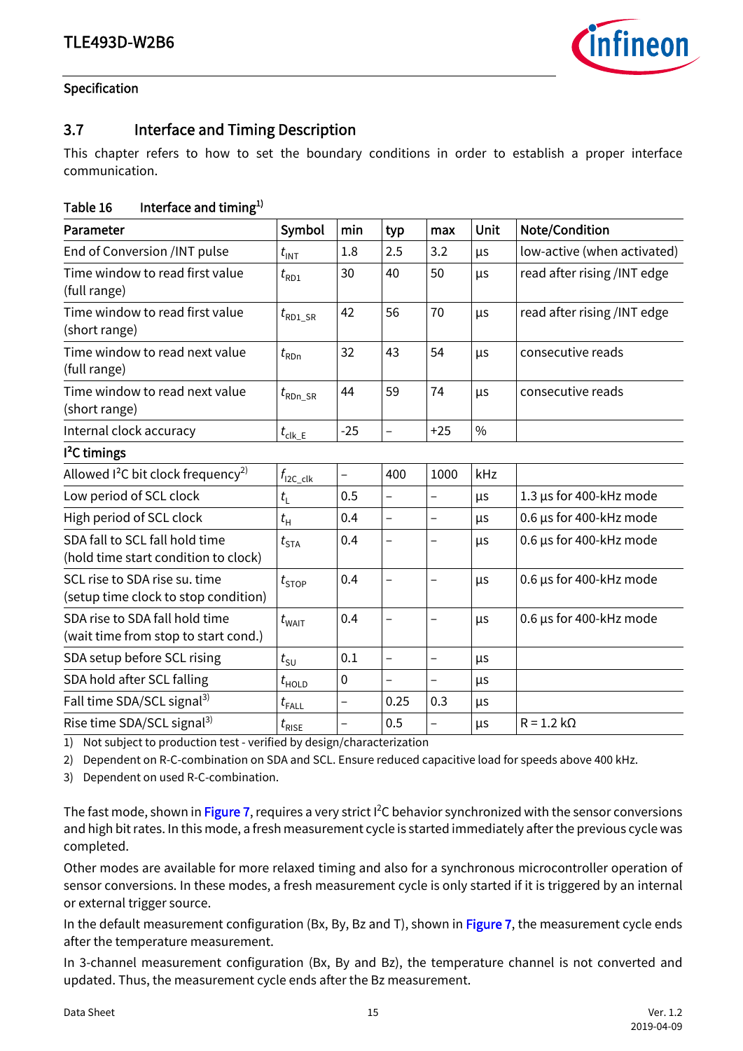Specification

## 3.7 Interface and Timing Description

This chapter refers to how to set the boundary conditions in order to establish a proper interface communication.

**Table 16 Interface and timing**[1]

| Parameter | Symbol | min | typ | max | Unit | Note/Condition |
|---|---|---|---|---|---|---|
| End of Conversion /INT pulse | $t_{INT}$ | 1.8 | 2.5 | 3.2 | µs | low-active (when activated) |
| Time window to read first value (full range) | $t_{RD1}$ | 30 | 40 | 50 | µs | read after rising /INT edge |
| Time window to read first value (short range) | $t_{RD1\_SR}$ | 42 | 56 | 70 | µs | read after rising /INT edge |
| Time window to read next value (full range) | $t_{RDn}$ | 32 | 43 | 54 | µs | consecutive reads |
| Time window to read next value (short range) | $t_{RDn\_SR}$ | 44 | 59 | 74 | µs | consecutive reads |
| Internal clock accuracy | $t_{clk\_E}$ | -25 | – | +25 | % | |
| **I²C timings** | | | | | | |
| Allowed I²C bit clock frequency[2] | $f_{I2C\_clk}$ | – | 400 | 1000 | kHz | |
| Low period of SCL clock | $t_L$ | 0.5 | – | – | µs | 1.3 µs for 400-kHz mode |
| High period of SCL clock | $t_H$ | 0.4 | – | – | µs | 0.6 µs for 400-kHz mode |
| SDA fall to SCL fall hold time (hold time start condition to clock) | $t_{STA}$ | 0.4 | – | – | µs | 0.6 µs for 400-kHz mode |
| SCL rise to SDA rise su. time (setup time clock to stop condition) | $t_{STOP}$ | 0.4 | – | – | µs | 0.6 µs for 400-kHz mode |
| SDA rise to SDA fall hold time (wait time from stop to start cond.) | $t_{WAIT}$ | 0.4 | – | – | µs | 0.6 µs for 400-kHz mode |
| SDA setup before SCL rising | $t_{SU}$ | 0.1 | – | – | µs | |
| SDA hold after SCL falling | $t_{HOLD}$ | 0 | – | – | µs | |
| Fall time SDA/SCL signal[3] | $t_{FALL}$ | – | 0.25 | 0.3 | µs | |
| Rise time SDA/SCL signal[3] | $t_{RISE}$ | – | 0.5 | – | µs | R = 1.2 kΩ |

1) Not subject to production test - verified by design/characterization

2) Dependent on R-C-combination on SDA and SCL. Ensure reduced capacitive load for speeds above 400 kHz.

3) Dependent on used R-C-combination.

The fast mode, shown in Figure 7, requires a very strict I²C behavior synchronized with the sensor conversions and high bit rates. In this mode, a fresh measurement cycle is started immediately after the previous cycle was completed.

Other modes are available for more relaxed timing and also for a synchronous microcontroller operation of sensor conversions. In these modes, a fresh measurement cycle is only started if it is triggered by an internal or external trigger source.

In the default measurement configuration (Bx, By, Bz and T), shown in Figure 7, the measurement cycle ends after the temperature measurement.

In 3-channel measurement configuration (Bx, By and Bz), the temperature channel is not converted and updated. Thus, the measurement cycle ends after the Bz measurement.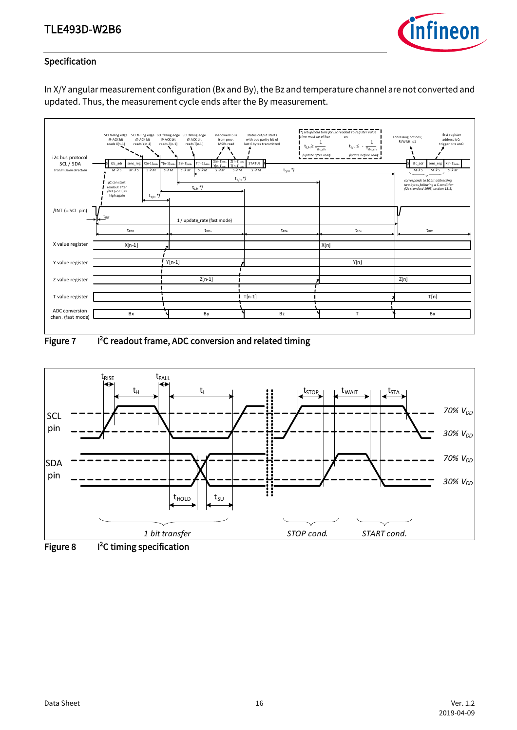## Specification

In X/Y angular measurement configuration (Bx and By), the Bz and temperature channel are not converted and updated. Thus, the measurement cycle ends after the By measurement.

i2c bus protocol
SCL / SDA
*transmission direction*

SCL falling edge @ ACK bit reads X[n-1]
SCL falling edge @ ACK bit reads Y[n-1]
SCL falling edge @ ACK bit reads Z[n-1]
SCL falling edge @ ACK bit reads T[n-1]
shadowed LSBs from prev. MSBs read
status output starts with odd parity bit of last 6 bytes transmitted

*\*) setup/hold time for i2c readout to register value time must be either or:*

$t_{S/H} \geq \frac{1}{f_{I2c\_clk}}$ *(update after read)*
$t_{S/H} \leq -\frac{1}{f_{I2c\_clk}}$ *(update before read)*

addressing options; R/W bit is 1
first register address is 0, trigger bits are 0

i2c_adr | sens_reg | X[n-1]MSBs | Y[n-1]MSBs | Z[n-1]MSBs | T[n-1]MSBs | X[n-1]LSBs Y[n-1]LSBs | Z[n-1]LSBs T[n-1]LSBs | STATUS
M→S | M→S | S→M | S→M | S→M | S→M | S→M | S→M | S→M

$t_{S/H}$ *)

µC can start readout after /INT (=SCL) is high again

*corresponds to 10bit addressing two bytes following a S condition (i2c standard 1995, section 13.1)*

/INT (= SCL pin)
$t_{INT}$
1 / update_rate (fast mode)
$t_{RD1}$ $t_{RDn}$ $t_{RDn}$ $t_{RDn}$ $t_{RD1}$

X value register: X[n-1] X[n]
Y value register: Y[n-1] Y[n]
Z value register: Z[n-1] Z[n]
T value register: T[n-1] T[n]
ADC conversion chan. (fast mode): Bx By Bz T Bx

**Figure 7** $I^2C$ readout frame, ADC conversion and related timing

$t_{RISE}$ $t_{FALL}$ $t_H$ $t_L$ $t_{STOP}$ $t_{WAIT}$ $t_{STA}$

SCL pin
SDA pin
70% $V_{DD}$
30% $V_{DD}$
$t_{HOLD}$ $t_{SU}$

*1 bit transfer* *STOP cond.* *START cond.*

**Figure 8** $I^2C$ timing specification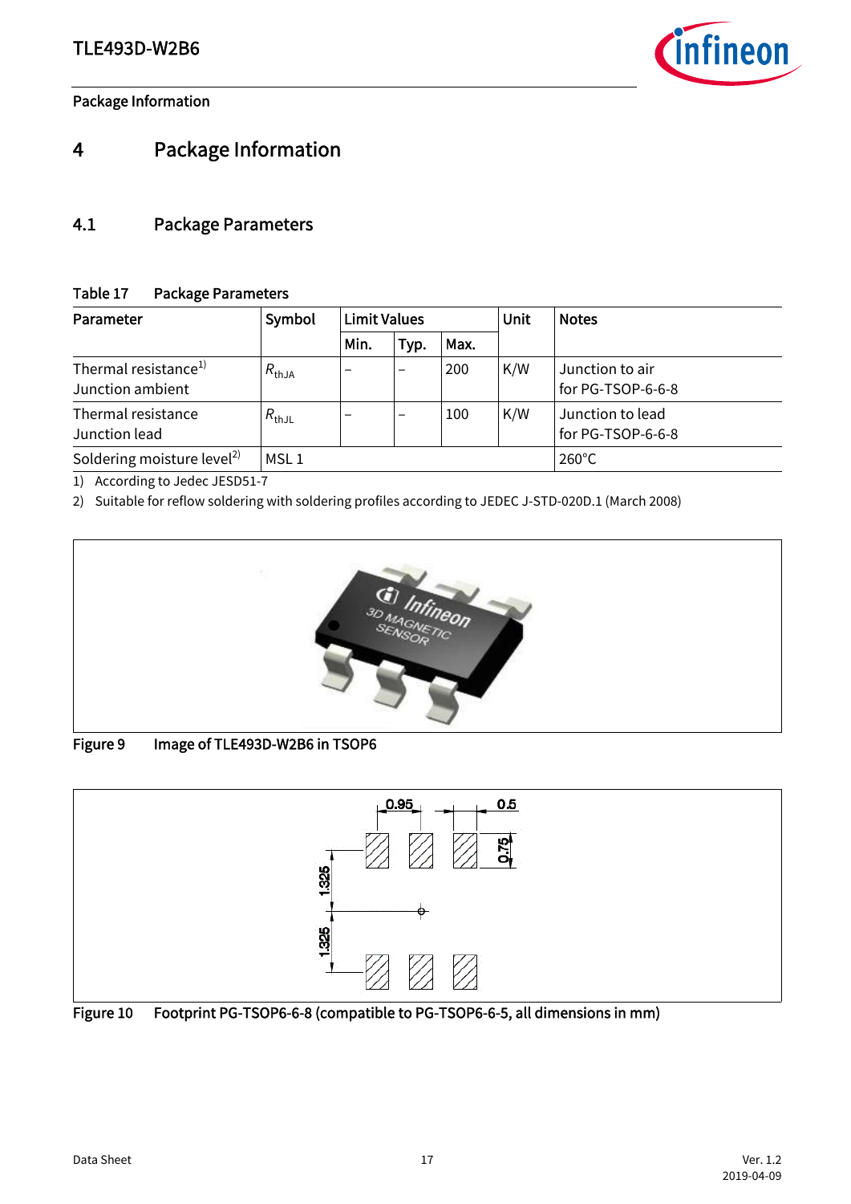# 4 Package Information

## 4.1 Package Parameters

Table 17 Package Parameters

| Parameter | Symbol | Limit Values | | | Unit | Notes |
|---|---|---|---|---|---|---|
| | | Min. | Typ. | Max. | | |
| Thermal resistance[1) ] Junction ambient | $R_{thJA}$ | – | – | 200 | K/W | Junction to air for PG-TSOP-6-6-8 |
| Thermal resistance Junction lead | $R_{thJL}$ | – | – | 100 | K/W | Junction to lead for PG-TSOP-6-6-8 |
| Soldering moisture level[2)] | MSL 1 | | | | | 260°C |

1) According to Jedec JESD51-7

2) Suitable for reflow soldering with soldering profiles according to JEDEC J-STD-020D.1 (March 2008)

Figure 9 Image of TLE493D-W2B6 in TSOP6

0.95
0.5
0.75
1.325
1.325

Figure 10 Footprint PG-TSOP6-6-8 (compatible to PG-TSOP6-6-5, all dimensions in mm)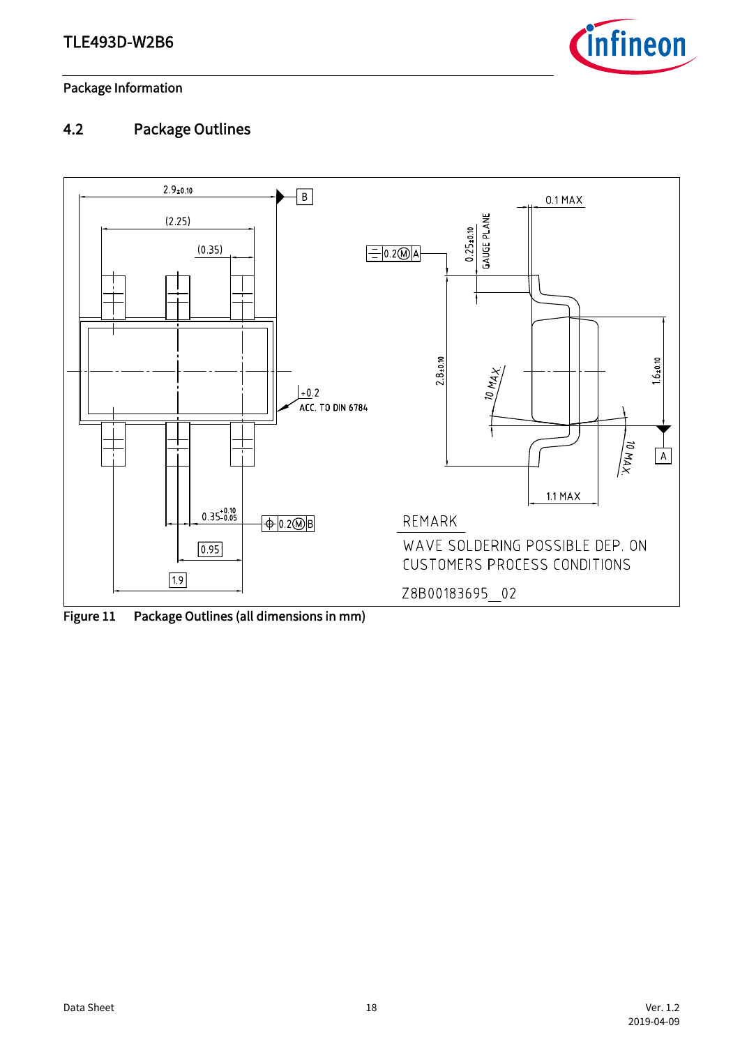## 4.2 Package Outlines

2.9±0.10

(2.25)

(0.35)

B

0.1 MAX

0.25±0.10

GAUGE PLANE

0.2 M A

2.8±0.10

10 MAX.

1.6±0.10

+0.2

ACC. TO DIN 6784

10 MAX.

A

1.1 MAX

$0.35^{+0.10}_{-0.05}$

0.2 M B

0.95

1.9

REMARK

WAVE SOLDERING POSSIBLE DEP. ON CUSTOMERS PROCESS CONDITIONS

Z8B00183695_02

Figure 11 Package Outlines (all dimensions in mm)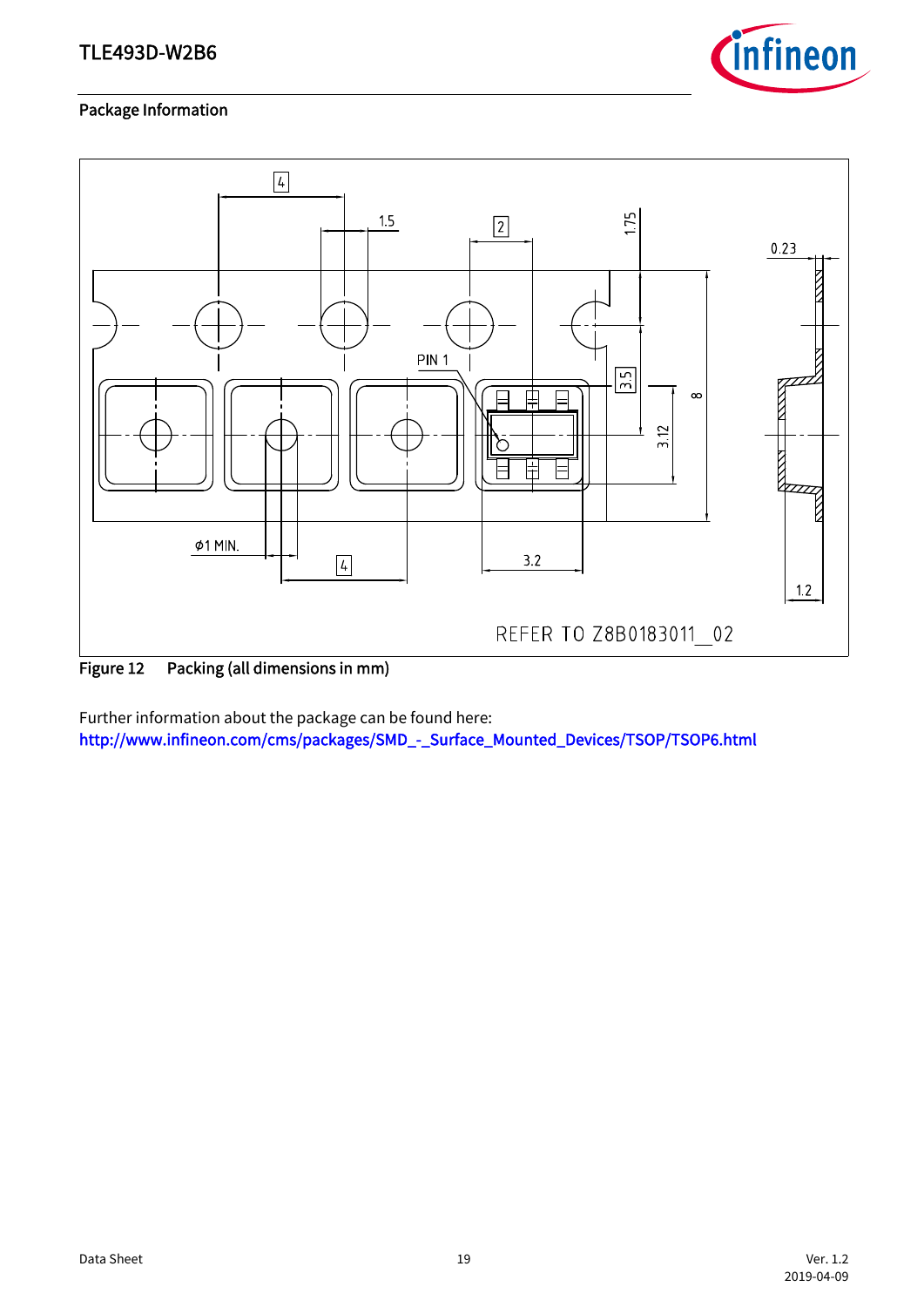## Package Information

4

1.5

2

1.75

0.23

PIN 1

3.5

8

3.12

⌀1 MIN.

4

3.2

1.2

REFER TO Z8B0183011__02

Figure 12 Packing (all dimensions in mm)

Further information about the package can be found here:
http://www.infineon.com/cms/packages/SMD_-_Surface_Mounted_Devices/TSOP/TSOP6.html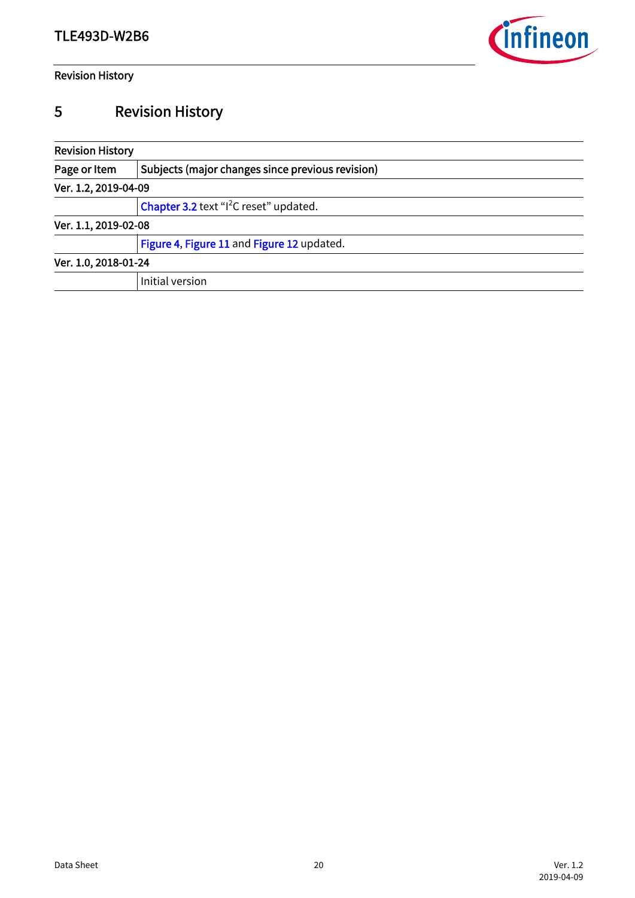# 5 Revision History

| Revision History | |
|---|---|
| Page or Item | Subjects (major changes since previous revision) |
| Ver. 1.2, 2019-04-09 | |
| | Chapter 3.2 text “I$^2$C reset” updated. |
| Ver. 1.1, 2019-02-08 | |
| | Figure 4, Figure 11 and Figure 12 updated. |
| Ver. 1.0, 2018-01-24 | |
| | Initial version |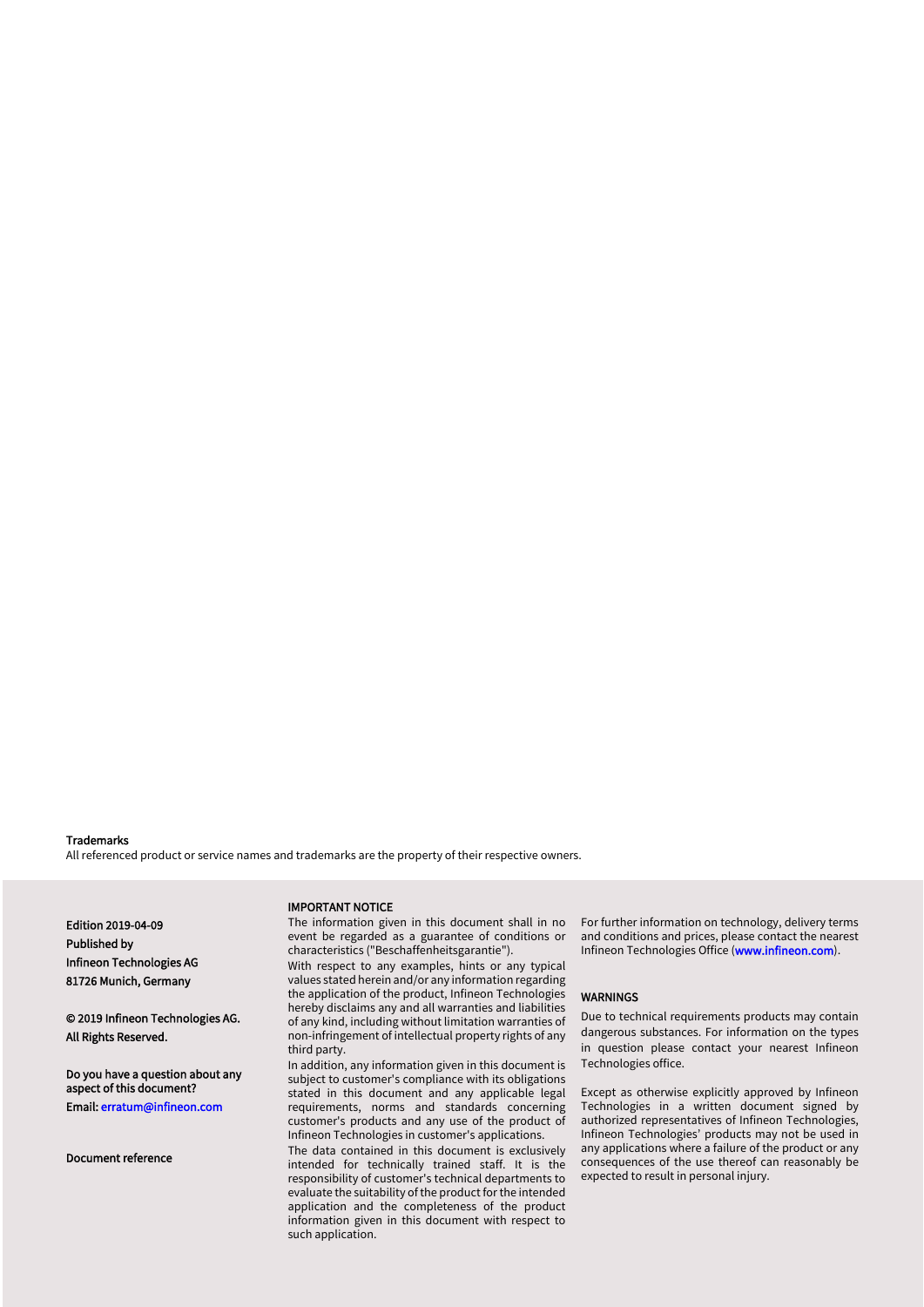**Trademarks**

All referenced product or service names and trademarks are the property of their respective owners.

**Edition 2019-04-09**

**Published by**

**Infineon Technologies AG**

**81726 Munich, Germany**

**© 2019 Infineon Technologies AG.**

**All Rights Reserved.**

**Do you have a question about any aspect of this document?**

**Email: erratum@infineon.com**

**Document reference**

**IMPORTANT NOTICE**

The information given in this document shall in no event be regarded as a guarantee of conditions or characteristics ("Beschaffenheitsgarantie").

With respect to any examples, hints or any typical values stated herein and/or any information regarding the application of the product, Infineon Technologies hereby disclaims any and all warranties and liabilities of any kind, including without limitation warranties of non-infringement of intellectual property rights of any third party.

In addition, any information given in this document is subject to customer's compliance with its obligations stated in this document and any applicable legal requirements, norms and standards concerning customer's products and any use of the product of Infineon Technologies in customer's applications.

The data contained in this document is exclusively intended for technically trained staff. It is the responsibility of customer's technical departments to evaluate the suitability of the product for the intended application and the completeness of the product information given in this document with respect to such application.

For further information on technology, delivery terms and conditions and prices, please contact the nearest Infineon Technologies Office (www.infineon.com).

**WARNINGS**

Due to technical requirements products may contain dangerous substances. For information on the types in question please contact your nearest Infineon Technologies office.

Except as otherwise explicitly approved by Infineon Technologies in a written document signed by authorized representatives of Infineon Technologies, Infineon Technologies' products may not be used in any applications where a failure of the product or any consequences of the use thereof can reasonably be expected to result in personal injury.